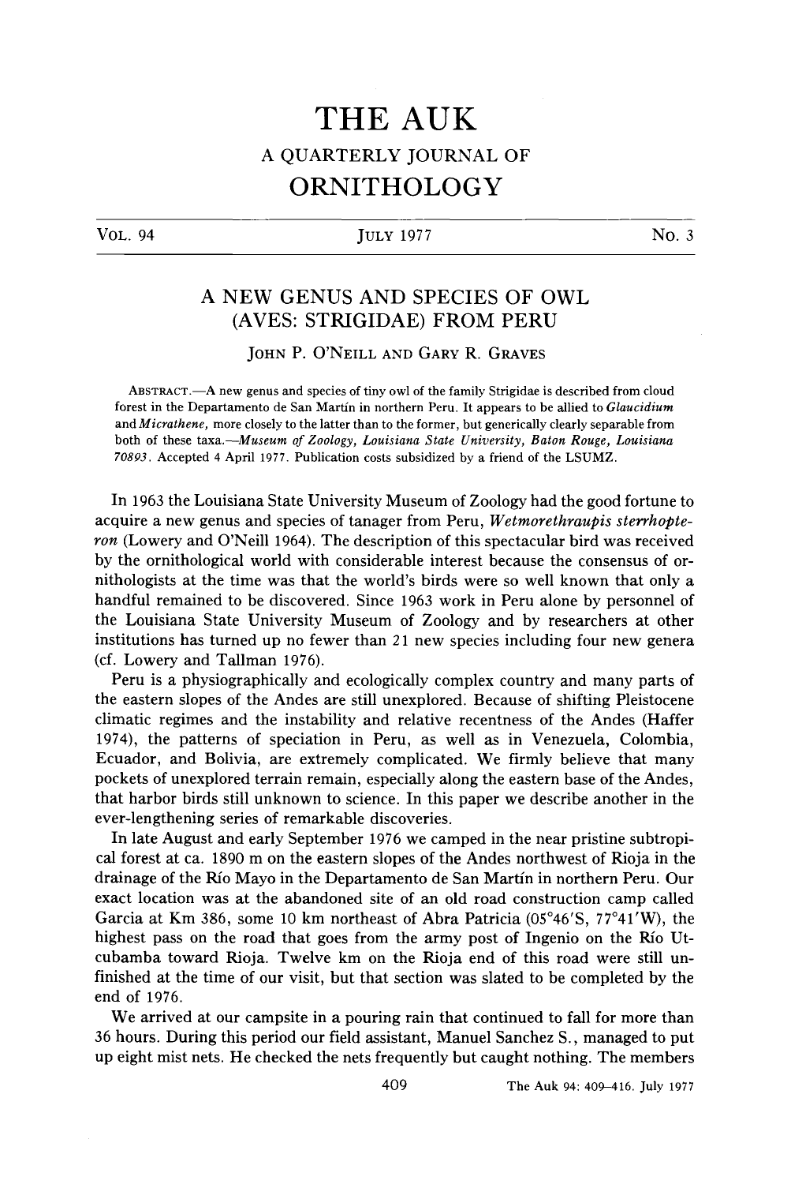# THE AUK

## A QUARTERLY JOURNAL OF

## ORNITHOLOGY

VOL. 94 | JULY 1977 | No. 3

## A NEW GENUS AND SPECIES OF OWL (AVES: STRIGIDAE) FROM PERU

JOHN P. O'NEILL AND GARY R. GRAVES

ABSTRACT.—A new genus and species of tiny owl of the family Strigidae is described from cloud forest in the Departamento de San Martín in northern Peru. It appears to be allied to *Glaucidium* and *Micrathene*, more closely to the latter than to the former, but generically clearly separable from both of these taxa.—*Museum of Zoology, Louisiana State University, Baton Rouge, Louisiana 70893*. Accepted 4 April 1977. Publication costs subsidized by a friend of the LSUMZ.

In 1963 the Louisiana State University Museum of Zoology had the good fortune to acquire a new genus and species of tanager from Peru, *Wetmorethraupis sterrhopteron* (Lowery and O'Neill 1964). The description of this spectacular bird was received by the ornithological world with considerable interest because the consensus of ornithologists at the time was that the world's birds were so well known that only a handful remained to be discovered. Since 1963 work in Peru alone by personnel of the Louisiana State University Museum of Zoology and by researchers at other institutions has turned up no fewer than 21 new species including four new genera (cf. Lowery and Tallman 1976).

Peru is a physiographically and ecologically complex country and many parts of the eastern slopes of the Andes are still unexplored. Because of shifting Pleistocene climatic regimes and the instability and relative recentness of the Andes (Haffer 1974), the patterns of speciation in Peru, as well as in Venezuela, Colombia, Ecuador, and Bolivia, are extremely complicated. We firmly believe that many pockets of unexplored terrain remain, especially along the eastern base of the Andes, that harbor birds still unknown to science. In this paper we describe another in the ever-lengthening series of remarkable discoveries.

In late August and early September 1976 we camped in the near pristine subtropical forest at ca. 1890 m on the eastern slopes of the Andes northwest of Rioja in the drainage of the Río Mayo in the Departamento de San Martín in northern Peru. Our exact location was at the abandoned site of an old road construction camp called Garcia at Km 386, some 10 km northeast of Abra Patricia (05°46′S, 77°41′W), the highest pass on the road that goes from the army post of Ingenio on the Río Utcubamba toward Rioja. Twelve km on the Rioja end of this road were still unfinished at the time of our visit, but that section was slated to be completed by the end of 1976.

We arrived at our campsite in a pouring rain that continued to fall for more than 36 hours. During this period our field assistant, Manuel Sanchez S., managed to put up eight mist nets. He checked the nets frequently but caught nothing. The members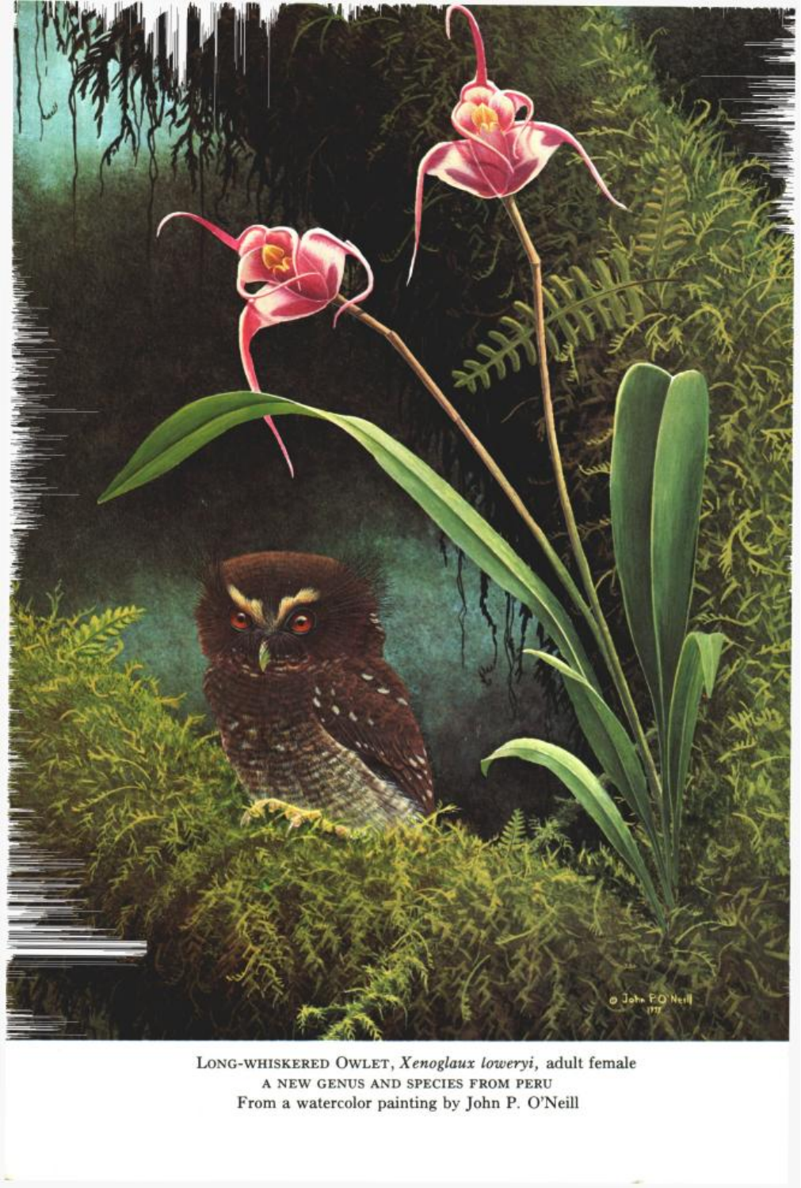LONG-WHISKERED OWLET, *Xenoglaux loweryi*, adult female

A NEW GENUS AND SPECIES FROM PERU

From a watercolor painting by John P. O'Neill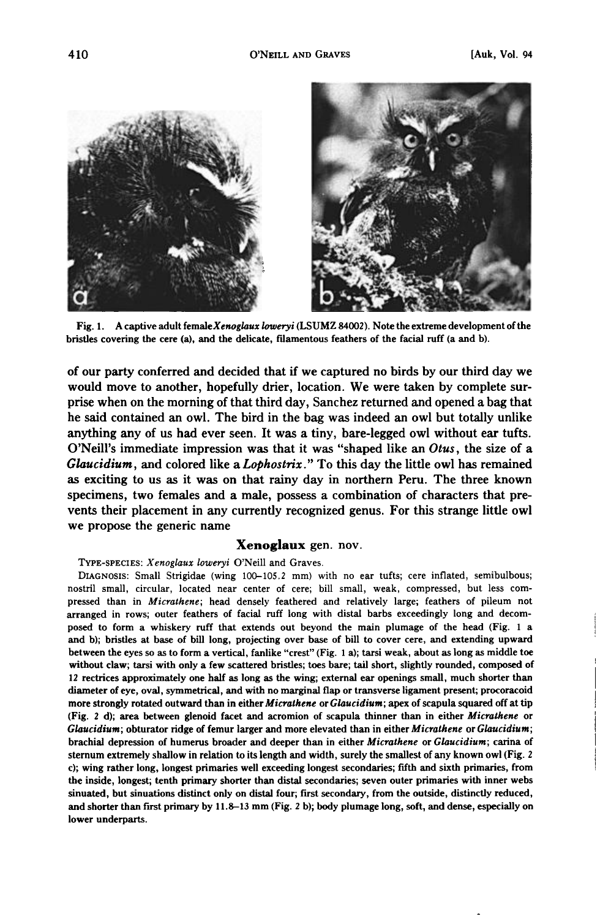Fig. 1. A captive adult female *Xenoglaux loweryi* (LSUMZ 84002). Note the extreme development of the bristles covering the cere (a), and the delicate, filamentous feathers of the facial ruff (a and b).

of our party conferred and decided that if we captured no birds by our third day we would move to another, hopefully drier, location. We were taken by complete surprise when on the morning of that third day, Sanchez returned and opened a bag that he said contained an owl. The bird in the bag was indeed an owl but totally unlike anything any of us had ever seen. It was a tiny, bare-legged owl without ear tufts. O'Neill's immediate impression was that it was "shaped like an *Otus*, the size of a *Glaucidium*, and colored like a *Lophostrix*." To this day the little owl has remained as exciting to us as it was on that rainy day in northern Peru. The three known specimens, two females and a male, possess a combination of characters that prevents their placement in any currently recognized genus. For this strange little owl we propose the generic name

## Xenoglaux gen. nov.

TYPE-SPECIES: *Xenoglaux loweryi* O'Neill and Graves.

DIAGNOSIS: Small Strigidae (wing 100–105.2 mm) with no ear tufts; cere inflated, semibulbous; nostril small, circular, located near center of cere; bill small, weak, compressed, but less compressed than in *Micrathene*; head densely feathered and relatively large; feathers of pileum not arranged in rows; outer feathers of facial ruff long with distal barbs exceedingly long and decomposed to form a whiskery ruff that extends out beyond the main plumage of the head (Fig. 1 a and b); bristles at base of bill long, projecting over base of bill to cover cere, and extending upward between the eyes so as to form a vertical, fanlike "crest" (Fig. 1 a); tarsi weak, about as long as middle toe without claw; tarsi with only a few scattered bristles; toes bare; tail short, slightly rounded, composed of 12 rectrices approximately one half as long as the wing; external ear openings small, much shorter than diameter of eye, oval, symmetrical, and with no marginal flap or transverse ligament present; procoracoid more strongly rotated outward than in either *Micrathene* or *Glaucidium*; apex of scapula squared off at tip (Fig. 2 d); area between glenoid facet and acromion of scapula thinner than in either *Micrathene* or *Glaucidium*; obturator ridge of femur larger and more elevated than in either *Micrathene* or *Glaucidium*; brachial depression of humerus broader and deeper than in either *Micrathene* or *Glaucidium*; carina of sternum extremely shallow in relation to its length and width, surely the smallest of any known owl (Fig. 2 c); wing rather long, longest primaries well exceeding longest secondaries; fifth and sixth primaries, from the inside, longest; tenth primary shorter than distal secondaries; seven outer primaries with inner webs sinuated, but sinuations distinct only on distal four; first secondary, from the outside, distinctly reduced, and shorter than first primary by 11.8–13 mm (Fig. 2 b); body plumage long, soft, and dense, especially on lower underparts.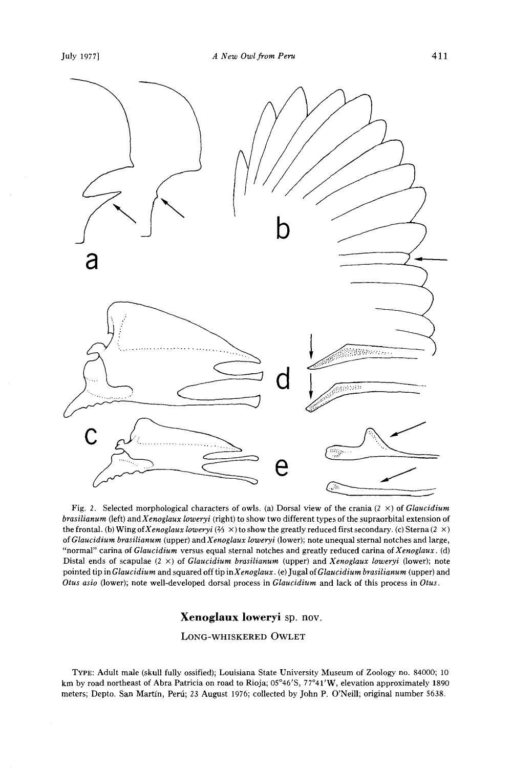Fig. 2. Selected morphological characters of owls. (a) Dorsal view of the crania (2 ×) of *Glaucidium brasilianum* (left) and *Xenoglaux loweryi* (right) to show two different types of the supraorbital extension of the frontal. (b) Wing of *Xenoglaux loweryi* (⅔ ×) to show the greatly reduced first secondary. (c) Sterna (2 ×) of *Glaucidium brasilianum* (upper) and *Xenoglaux loweryi* (lower); note unequal sternal notches and large, "normal" carina of *Glaucidium* versus equal sternal notches and greatly reduced carina of *Xenoglaux*. (d) Distal ends of scapulae (2 ×) of *Glaucidium brasilianum* (upper) and *Xenoglaux loweryi* (lower); note pointed tip in *Glaucidium* and squared off tip in *Xenoglaux*. (e) Jugal of *Glaucidium brasilianum* (upper) and *Otus asio* (lower); note well-developed dorsal process in *Glaucidium* and lack of this process in *Otus*.

## **Xenoglaux loweryi** sp. nov.

### LONG-WHISKERED OWLET

TYPE: Adult male (skull fully ossified); Louisiana State University Museum of Zoology no. 84000; 10 km by road northeast of Abra Patricia on road to Rioja; 05°46′S, 77°41′W, elevation approximately 1890 meters; Depto. San Martín, Perú; 23 August 1976; collected by John P. O'Neill; original number 5638.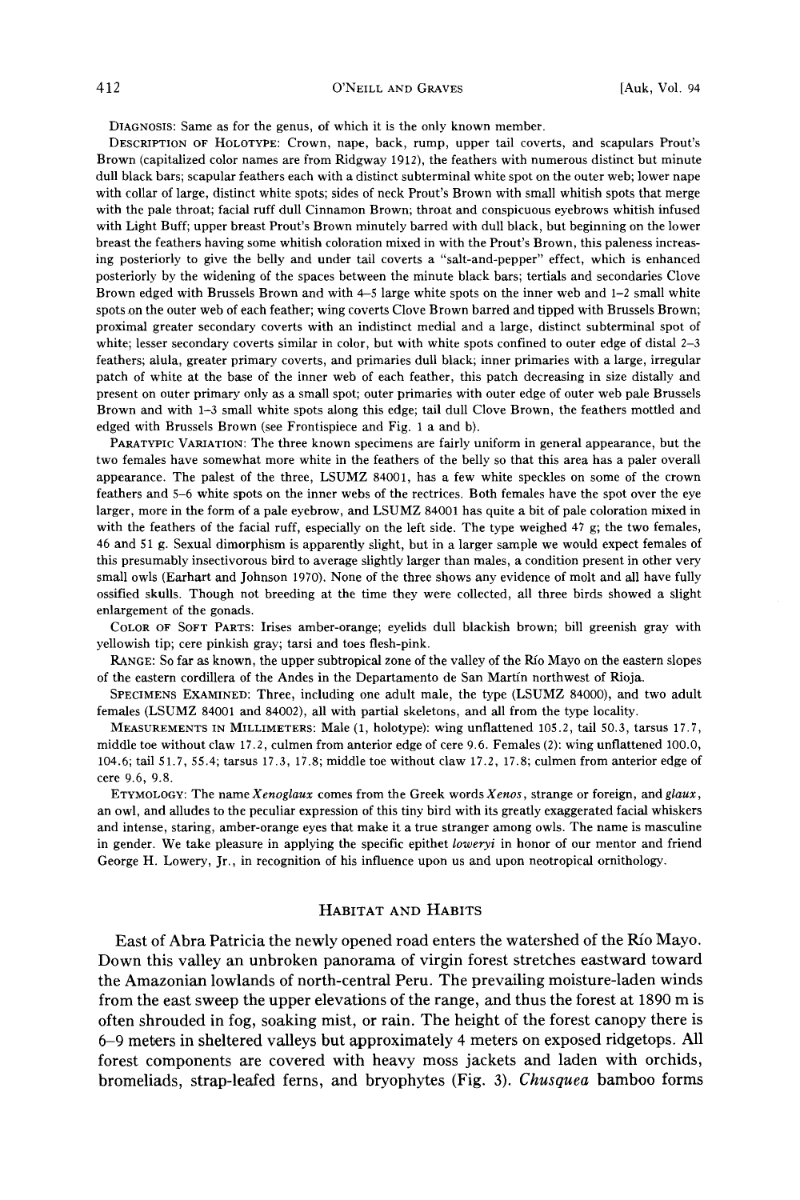DIAGNOSIS: Same as for the genus, of which it is the only known member.

DESCRIPTION OF HOLOTYPE: Crown, nape, back, rump, upper tail coverts, and scapulars Prout's Brown (capitalized color names are from Ridgway 1912), the feathers with numerous distinct but minute dull black bars; scapular feathers each with a distinct subterminal white spot on the outer web; lower nape with collar of large, distinct white spots; sides of neck Prout's Brown with small whitish spots that merge with the pale throat; facial ruff dull Cinnamon Brown; throat and conspicuous eyebrows whitish infused with Light Buff; upper breast Prout's Brown minutely barred with dull black, but beginning on the lower breast the feathers having some whitish coloration mixed in with the Prout's Brown, this paleness increasing posteriorly to give the belly and under tail coverts a "salt-and-pepper" effect, which is enhanced posteriorly by the widening of the spaces between the minute black bars; tertials and secondaries Clove Brown edged with Brussels Brown and with 4–5 large white spots on the inner web and 1–2 small white spots on the outer web of each feather; wing coverts Clove Brown barred and tipped with Brussels Brown; proximal greater secondary coverts with an indistinct medial and a large, distinct subterminal spot of white; lesser secondary coverts similar in color, but with white spots confined to outer edge of distal 2–3 feathers; alula, greater primary coverts, and primaries dull black; inner primaries with a large, irregular patch of white at the base of the inner web of each feather, this patch decreasing in size distally and present on outer primary only as a small spot; outer primaries with outer edge of outer web pale Brussels Brown and with 1–3 small white spots along this edge; tail dull Clove Brown, the feathers mottled and edged with Brussels Brown (see Frontispiece and Fig. 1 a and b).

PARATYPIC VARIATION: The three known specimens are fairly uniform in general appearance, but the two females have somewhat more white in the feathers of the belly so that this area has a paler overall appearance. The palest of the three, LSUMZ 84001, has a few white speckles on some of the crown feathers and 5–6 white spots on the inner webs of the rectrices. Both females have the spot over the eye larger, more in the form of a pale eyebrow, and LSUMZ 84001 has quite a bit of pale coloration mixed in with the feathers of the facial ruff, especially on the left side. The type weighed 47 g; the two females, 46 and 51 g. Sexual dimorphism is apparently slight, but in a larger sample we would expect females of this presumably insectivorous bird to average slightly larger than males, a condition present in other very small owls (Earhart and Johnson 1970). None of the three shows any evidence of molt and all have fully ossified skulls. Though not breeding at the time they were collected, all three birds showed a slight enlargement of the gonads.

COLOR OF SOFT PARTS: Irises amber-orange; eyelids dull blackish brown; bill greenish gray with yellowish tip; cere pinkish gray; tarsi and toes flesh-pink.

RANGE: So far as known, the upper subtropical zone of the valley of the Río Mayo on the eastern slopes of the eastern cordillera of the Andes in the Departamento de San Martín northwest of Rioja.

SPECIMENS EXAMINED: Three, including one adult male, the type (LSUMZ 84000), and two adult females (LSUMZ 84001 and 84002), all with partial skeletons, and all from the type locality.

MEASUREMENTS IN MILLIMETERS: Male (1, holotype): wing unflattened 105.2, tail 50.3, tarsus 17.7, middle toe without claw 17.2, culmen from anterior edge of cere 9.6. Females (2): wing unflattened 100.0, 104.6; tail 51.7, 55.4; tarsus 17.3, 17.8; middle toe without claw 17.2, 17.8; culmen from anterior edge of cere 9.6, 9.8.

ETYMOLOGY: The name *Xenoglaux* comes from the Greek words *Xenos*, strange or foreign, and *glaux*, an owl, and alludes to the peculiar expression of this tiny bird with its greatly exaggerated facial whiskers and intense, staring, amber-orange eyes that make it a true stranger among owls. The name is masculine in gender. We take pleasure in applying the specific epithet *loweryi* in honor of our mentor and friend George H. Lowery, Jr., in recognition of his influence upon us and upon neotropical ornithology.

## HABITAT AND HABITS

East of Abra Patricia the newly opened road enters the watershed of the Río Mayo. Down this valley an unbroken panorama of virgin forest stretches eastward toward the Amazonian lowlands of north-central Peru. The prevailing moisture-laden winds from the east sweep the upper elevations of the range, and thus the forest at 1890 m is often shrouded in fog, soaking mist, or rain. The height of the forest canopy there is 6–9 meters in sheltered valleys but approximately 4 meters on exposed ridgetops. All forest components are covered with heavy moss jackets and laden with orchids, bromeliads, strap-leafed ferns, and bryophytes (Fig. 3). *Chusquea* bamboo forms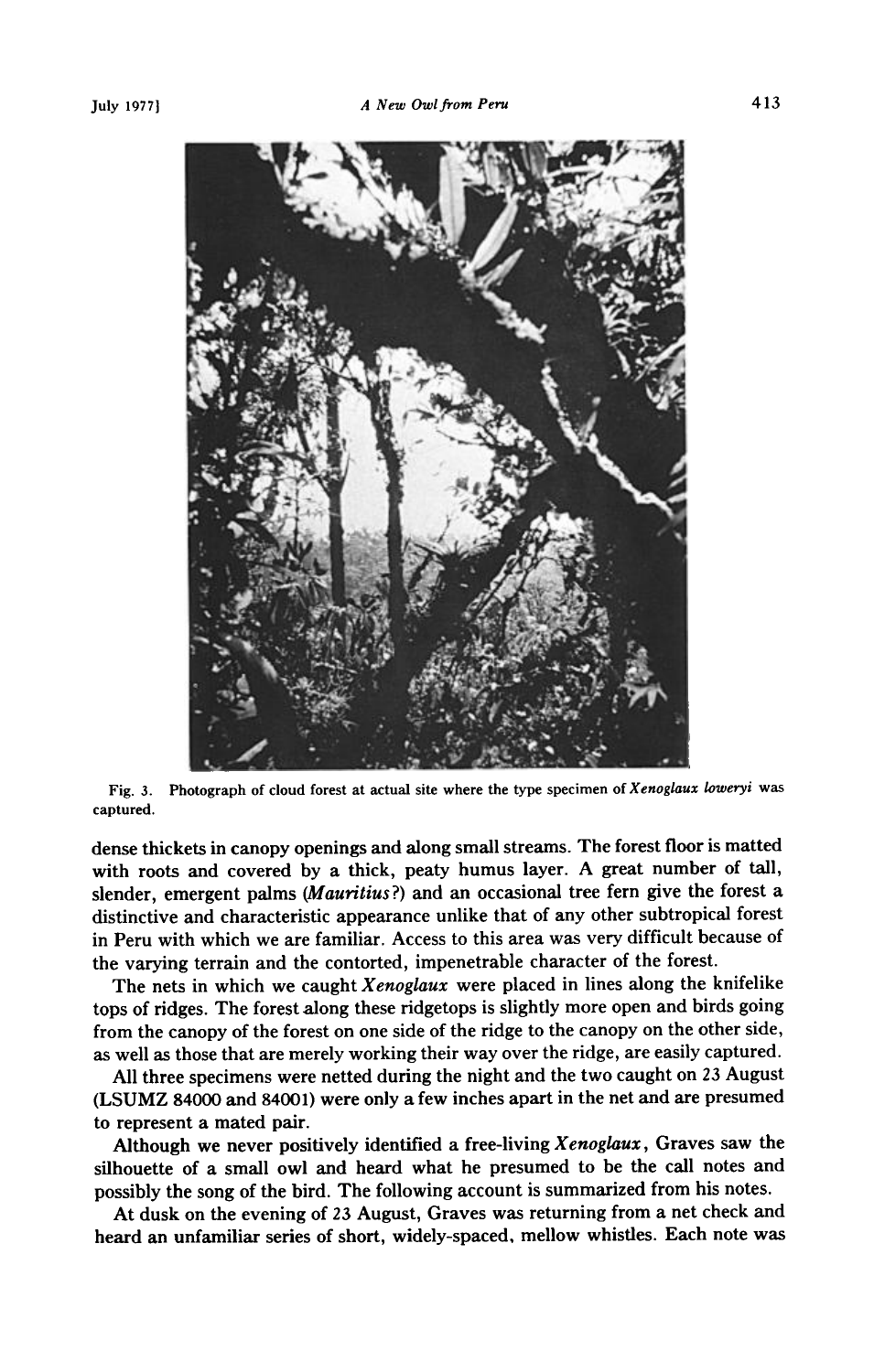Fig. 3. Photograph of cloud forest at actual site where the type specimen of *Xenoglaux loweryi* was captured.

dense thickets in canopy openings and along small streams. The forest floor is matted with roots and covered by a thick, peaty humus layer. A great number of tall, slender, emergent palms (*Mauritius*?) and an occasional tree fern give the forest a distinctive and characteristic appearance unlike that of any other subtropical forest in Peru with which we are familiar. Access to this area was very difficult because of the varying terrain and the contorted, impenetrable character of the forest.

The nets in which we caught *Xenoglaux* were placed in lines along the knifelike tops of ridges. The forest along these ridgetops is slightly more open and birds going from the canopy of the forest on one side of the ridge to the canopy on the other side, as well as those that are merely working their way over the ridge, are easily captured.

All three specimens were netted during the night and the two caught on 23 August (LSUMZ 84000 and 84001) were only a few inches apart in the net and are presumed to represent a mated pair.

Although we never positively identified a free-living *Xenoglaux*, Graves saw the silhouette of a small owl and heard what he presumed to be the call notes and possibly the song of the bird. The following account is summarized from his notes.

At dusk on the evening of 23 August, Graves was returning from a net check and heard an unfamiliar series of short, widely-spaced, mellow whistles. Each note was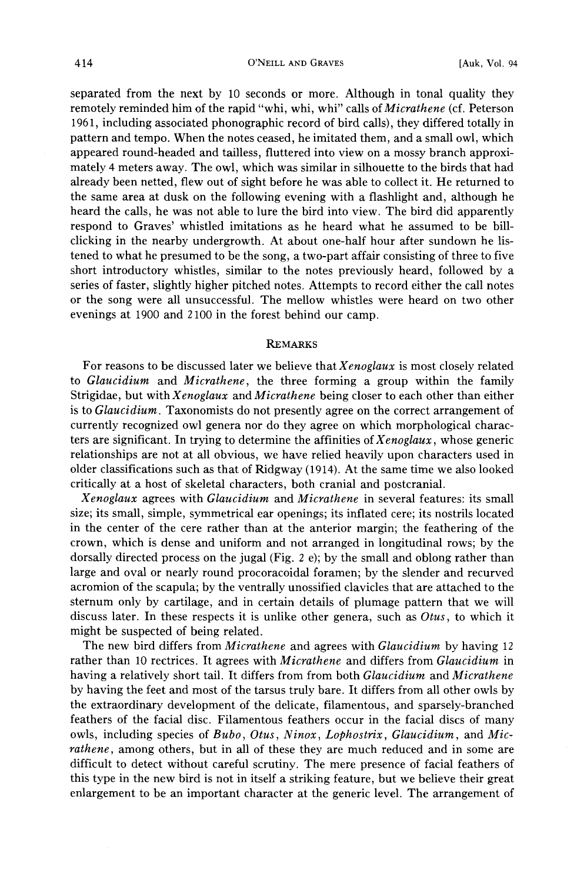separated from the next by 10 seconds or more. Although in tonal quality they remotely reminded him of the rapid "whi, whi, whi" calls of *Micrathene* (cf. Peterson 1961, including associated phonographic record of bird calls), they differed totally in pattern and tempo. When the notes ceased, he imitated them, and a small owl, which appeared round-headed and tailless, fluttered into view on a mossy branch approximately 4 meters away. The owl, which was similar in silhouette to the birds that had already been netted, flew out of sight before he was able to collect it. He returned to the same area at dusk on the following evening with a flashlight and, although he heard the calls, he was not able to lure the bird into view. The bird did apparently respond to Graves' whistled imitations as he heard what he assumed to be bill-clicking in the nearby undergrowth. At about one-half hour after sundown he listened to what he presumed to be the song, a two-part affair consisting of three to five short introductory whistles, similar to the notes previously heard, followed by a series of faster, slightly higher pitched notes. Attempts to record either the call notes or the song were all unsuccessful. The mellow whistles were heard on two other evenings at 1900 and 2100 in the forest behind our camp.

## Remarks

For reasons to be discussed later we believe that *Xenoglaux* is most closely related to *Glaucidium* and *Micrathene*, the three forming a group within the family Strigidae, but with *Xenoglaux* and *Micrathene* being closer to each other than either is to *Glaucidium*. Taxonomists do not presently agree on the correct arrangement of currently recognized owl genera nor do they agree on which morphological characters are significant. In trying to determine the affinities of *Xenoglaux*, whose generic relationships are not at all obvious, we have relied heavily upon characters used in older classifications such as that of Ridgway (1914). At the same time we also looked critically at a host of skeletal characters, both cranial and postcranial.

*Xenoglaux* agrees with *Glaucidium* and *Micrathene* in several features: its small size; its small, simple, symmetrical ear openings; its inflated cere; its nostrils located in the center of the cere rather than at the anterior margin; the feathering of the crown, which is dense and uniform and not arranged in longitudinal rows; by the dorsally directed process on the jugal (Fig. 2 e); by the small and oblong rather than large and oval or nearly round procoracoidal foramen; by the slender and recurved acromion of the scapula; by the ventrally unossified clavicles that are attached to the sternum only by cartilage, and in certain details of plumage pattern that we will discuss later. In these respects it is unlike other genera, such as *Otus*, to which it might be suspected of being related.

The new bird differs from *Micrathene* and agrees with *Glaucidium* by having 12 rather than 10 rectrices. It agrees with *Micrathene* and differs from *Glaucidium* in having a relatively short tail. It differs from from both *Glaucidium* and *Micrathene* by having the feet and most of the tarsus truly bare. It differs from all other owls by the extraordinary development of the delicate, filamentous, and sparsely-branched feathers of the facial disc. Filamentous feathers occur in the facial discs of many owls, including species of *Bubo*, *Otus*, *Ninox*, *Lophostrix*, *Glaucidium*, and *Micrathene*, among others, but in all of these they are much reduced and in some are difficult to detect without careful scrutiny. The mere presence of facial feathers of this type in the new bird is not in itself a striking feature, but we believe their great enlargement to be an important character at the generic level. The arrangement of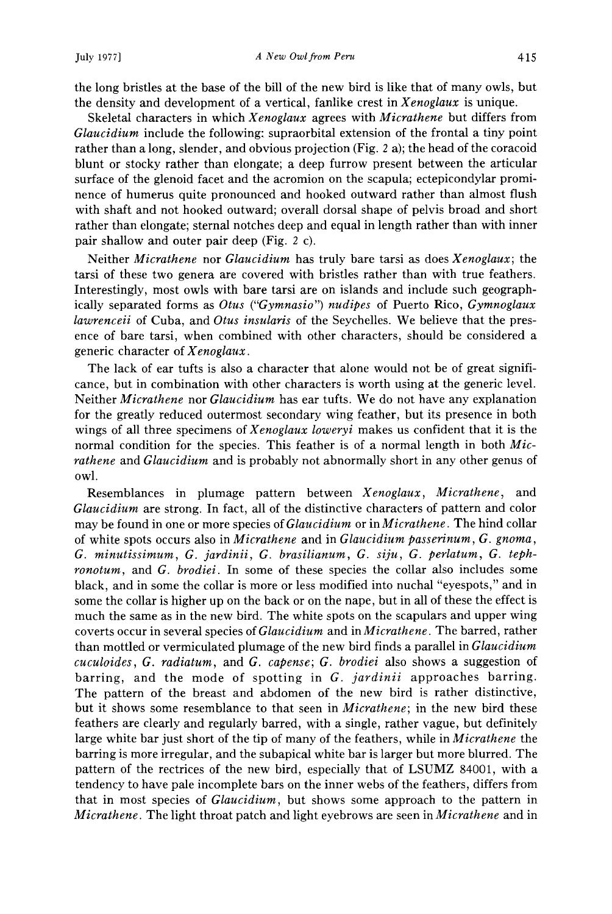the long bristles at the base of the bill of the new bird is like that of many owls, but the density and development of a vertical, fanlike crest in *Xenoglaux* is unique.

Skeletal characters in which *Xenoglaux* agrees with *Micrathene* but differs from *Glaucidium* include the following: supraorbital extension of the frontal a tiny point rather than a long, slender, and obvious projection (Fig. 2 a); the head of the coracoid blunt or stocky rather than elongate; a deep furrow present between the articular surface of the glenoid facet and the acromion on the scapula; ectepicondylar prominence of humerus quite pronounced and hooked outward rather than almost flush with shaft and not hooked outward; overall dorsal shape of pelvis broad and short rather than elongate; sternal notches deep and equal in length rather than with inner pair shallow and outer pair deep (Fig. 2 c).

Neither *Micrathene* nor *Glaucidium* has truly bare tarsi as does *Xenoglaux*; the tarsi of these two genera are covered with bristles rather than with true feathers. Interestingly, most owls with bare tarsi are on islands and include such geographically separated forms as *Otus* ("*Gymnasio*") *nudipes* of Puerto Rico, *Gymnoglaux lawrenceii* of Cuba, and *Otus insularis* of the Seychelles. We believe that the presence of bare tarsi, when combined with other characters, should be considered a generic character of *Xenoglaux*.

The lack of ear tufts is also a character that alone would not be of great significance, but in combination with other characters is worth using at the generic level. Neither *Micrathene* nor *Glaucidium* has ear tufts. We do not have any explanation for the greatly reduced outermost secondary wing feather, but its presence in both wings of all three specimens of *Xenoglaux loweryi* makes us confident that it is the normal condition for the species. This feather is of a normal length in both *Micrathene* and *Glaucidium* and is probably not abnormally short in any other genus of owl.

Resemblances in plumage pattern between *Xenoglaux*, *Micrathene*, and *Glaucidium* are strong. In fact, all of the distinctive characters of pattern and color may be found in one or more species of *Glaucidium* or in *Micrathene*. The hind collar of white spots occurs also in *Micrathene* and in *Glaucidium passerinum*, *G. gnoma*, *G. minutissimum*, *G. jardinii*, *G. brasilianum*, *G. siju*, *G. perlatum*, *G. tephronotum*, and *G. brodiei*. In some of these species the collar also includes some black, and in some the collar is more or less modified into nuchal "eyespots," and in some the collar is higher up on the back or on the nape, but in all of these the effect is much the same as in the new bird. The white spots on the scapulars and upper wing coverts occur in several species of *Glaucidium* and in *Micrathene*. The barred, rather than mottled or vermiculated plumage of the new bird finds a parallel in *Glaucidium cuculoides*, *G. radiatum*, and *G. capense*; *G. brodiei* also shows a suggestion of barring, and the mode of spotting in *G. jardinii* approaches barring. The pattern of the breast and abdomen of the new bird is rather distinctive, but it shows some resemblance to that seen in *Micrathene*; in the new bird these feathers are clearly and regularly barred, with a single, rather vague, but definitely large white bar just short of the tip of many of the feathers, while in *Micrathene* the barring is more irregular, and the subapical white bar is larger but more blurred. The pattern of the rectrices of the new bird, especially that of LSUMZ 84001, with a tendency to have pale incomplete bars on the inner webs of the feathers, differs from that in most species of *Glaucidium*, but shows some approach to the pattern in *Micrathene*. The light throat patch and light eyebrows are seen in *Micrathene* and in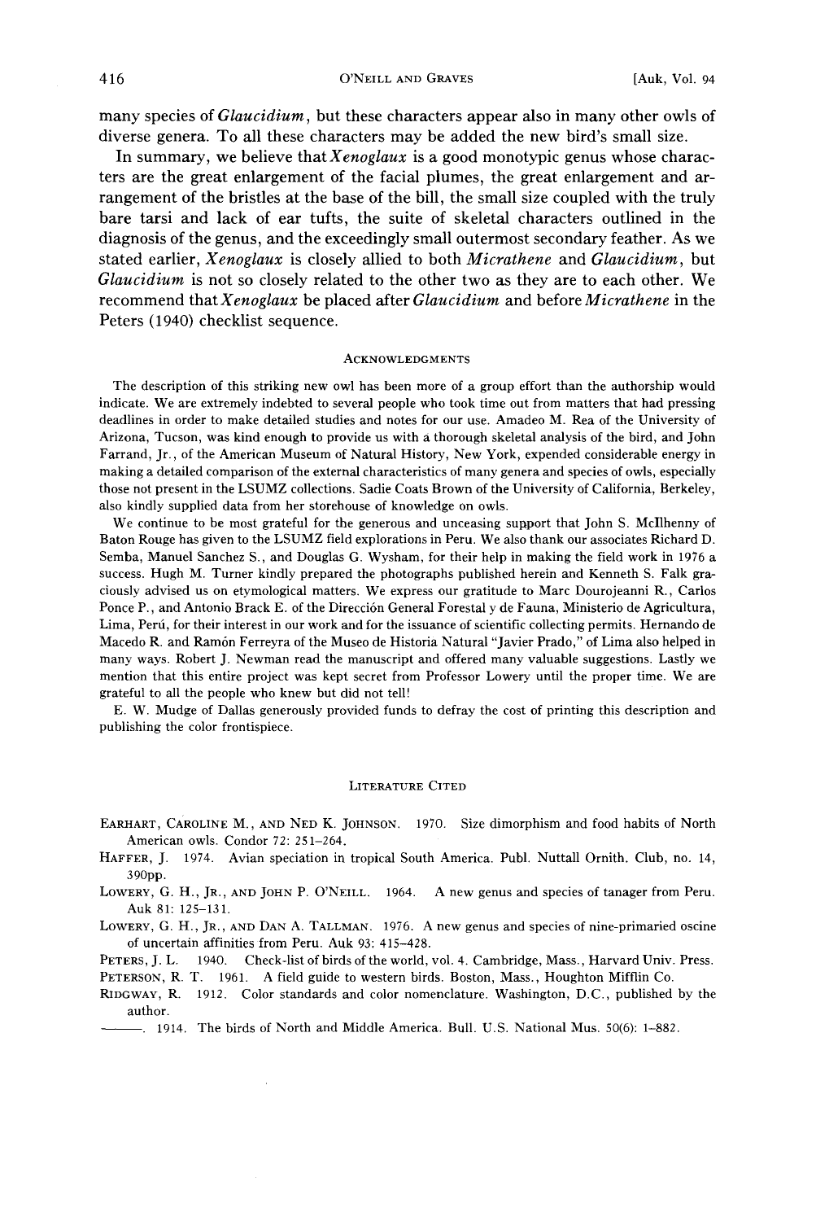many species of *Glaucidium*, but these characters appear also in many other owls of diverse genera. To all these characters may be added the new bird's small size.

In summary, we believe that *Xenoglaux* is a good monotypic genus whose characters are the great enlargement of the facial plumes, the great enlargement and arrangement of the bristles at the base of the bill, the small size coupled with the truly bare tarsi and lack of ear tufts, the suite of skeletal characters outlined in the diagnosis of the genus, and the exceedingly small outermost secondary feather. As we stated earlier, *Xenoglaux* is closely allied to both *Micrathene* and *Glaucidium*, but *Glaucidium* is not so closely related to the other two as they are to each other. We recommend that *Xenoglaux* be placed after *Glaucidium* and before *Micrathene* in the Peters (1940) checklist sequence.

## Acknowledgments

The description of this striking new owl has been more of a group effort than the authorship would indicate. We are extremely indebted to several people who took time out from matters that had pressing deadlines in order to make detailed studies and notes for our use. Amadeo M. Rea of the University of Arizona, Tucson, was kind enough to provide us with a thorough skeletal analysis of the bird, and John Farrand, Jr., of the American Museum of Natural History, New York, expended considerable energy in making a detailed comparison of the external characteristics of many genera and species of owls, especially those not present in the LSUMZ collections. Sadie Coats Brown of the University of California, Berkeley, also kindly supplied data from her storehouse of knowledge on owls.

We continue to be most grateful for the generous and unceasing support that John S. McIlhenny of Baton Rouge has given to the LSUMZ field explorations in Peru. We also thank our associates Richard D. Semba, Manuel Sanchez S., and Douglas G. Wysham, for their help in making the field work in 1976 a success. Hugh M. Turner kindly prepared the photographs published herein and Kenneth S. Falk graciously advised us on etymological matters. We express our gratitude to Marc Dourojeanni R., Carlos Ponce P., and Antonio Brack E. of the Dirección General Forestal y de Fauna, Ministerio de Agricultura, Lima, Perú, for their interest in our work and for the issuance of scientific collecting permits. Hernando de Macedo R. and Ramón Ferreyra of the Museo de Historia Natural "Javier Prado," of Lima also helped in many ways. Robert J. Newman read the manuscript and offered many valuable suggestions. Lastly we mention that this entire project was kept secret from Professor Lowery until the proper time. We are grateful to all the people who knew but did not tell!

E. W. Mudge of Dallas generously provided funds to defray the cost of printing this description and publishing the color frontispiece.

## Literature Cited

Earhart, Caroline M., and Ned K. Johnson. 1970. Size dimorphism and food habits of North American owls. Condor 72: 251–264.

Haffer, J. 1974. Avian speciation in tropical South America. Publ. Nuttall Ornith. Club, no. 14, 390pp.

Lowery, G. H., Jr., and John P. O'Neill. 1964. A new genus and species of tanager from Peru. Auk 81: 125–131.

Lowery, G. H., Jr., and Dan A. Tallman. 1976. A new genus and species of nine-primaried oscine of uncertain affinities from Peru. Auk 93: 415–428.

Peters, J. L. 1940. Check-list of birds of the world, vol. 4. Cambridge, Mass., Harvard Univ. Press.

Peterson, R. T. 1961. A field guide to western birds. Boston, Mass., Houghton Mifflin Co.

Ridgway, R. 1912. Color standards and color nomenclature. Washington, D.C., published by the author.

———. 1914. The birds of North and Middle America. Bull. U.S. National Mus. 50(6): 1–882.